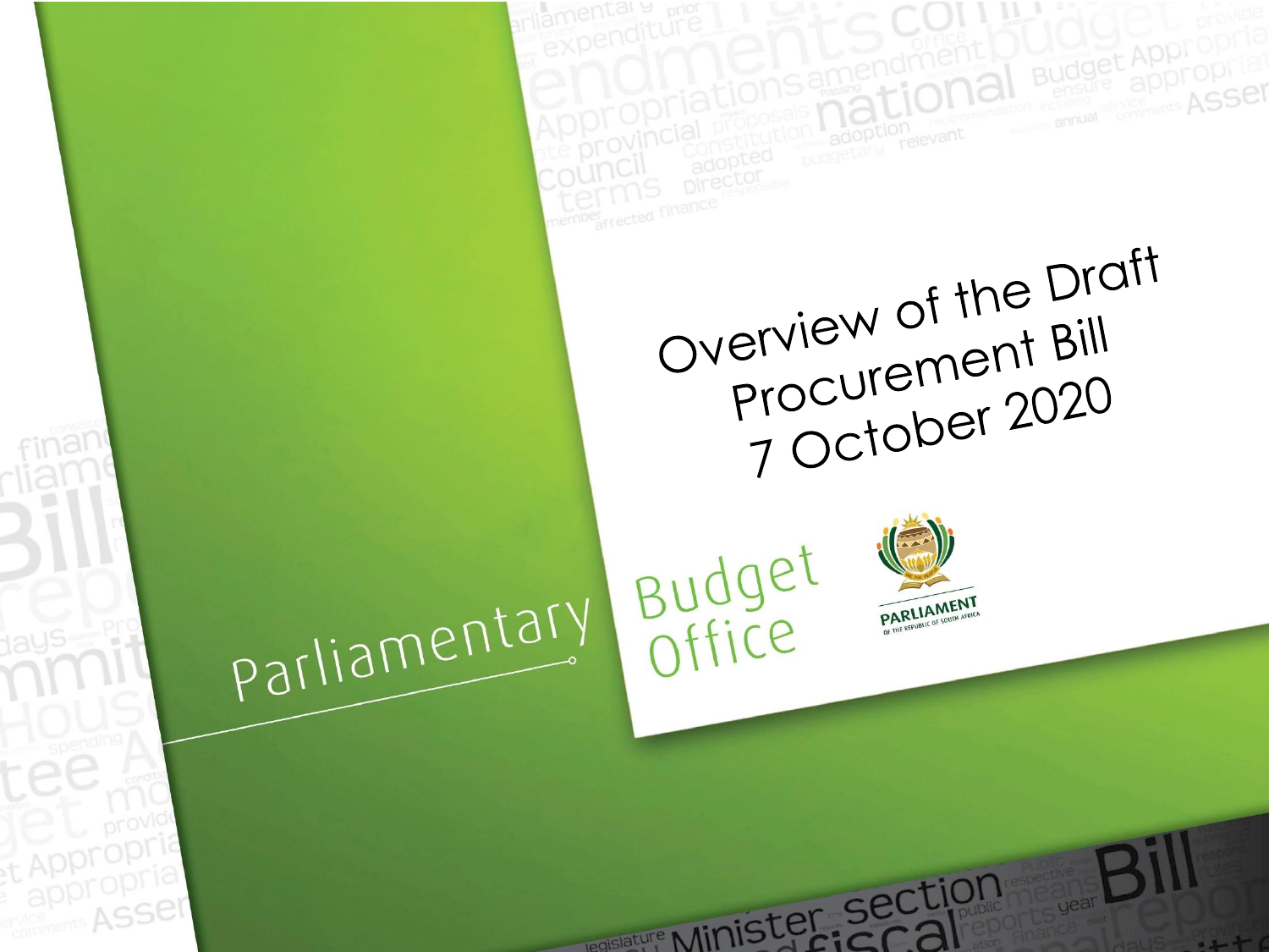# Overview of the Draft Procurement Bill

7 October 2020

Parliamentary Budget Office

PARLIAMENT OF THE REPUBLIC OF SOUTH AFRICA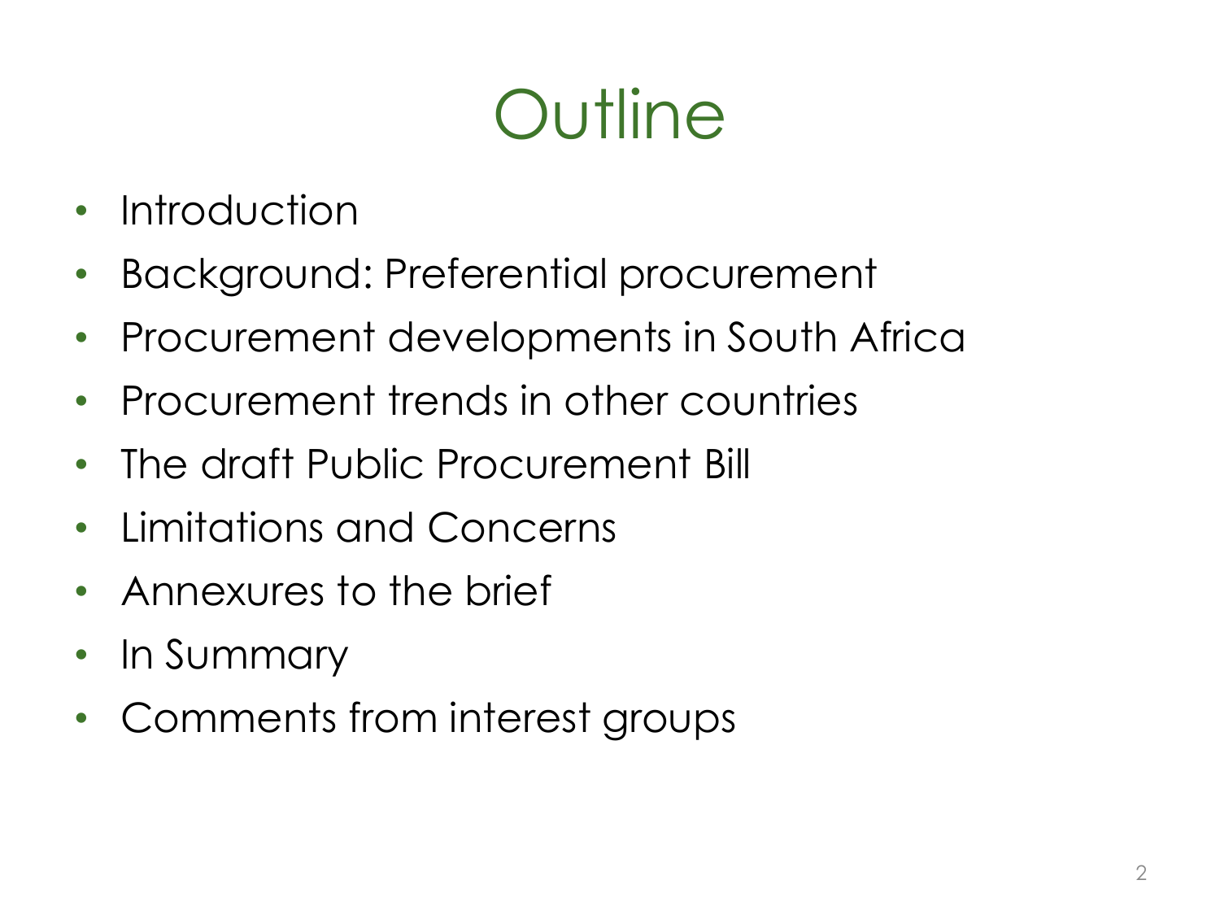# Outline

- Introduction
- Background: Preferential procurement
- Procurement developments in South Africa
- Procurement trends in other countries
- The draft Public Procurement Bill
- Limitations and Concerns
- Annexures to the brief
- In Summary
- Comments from interest groups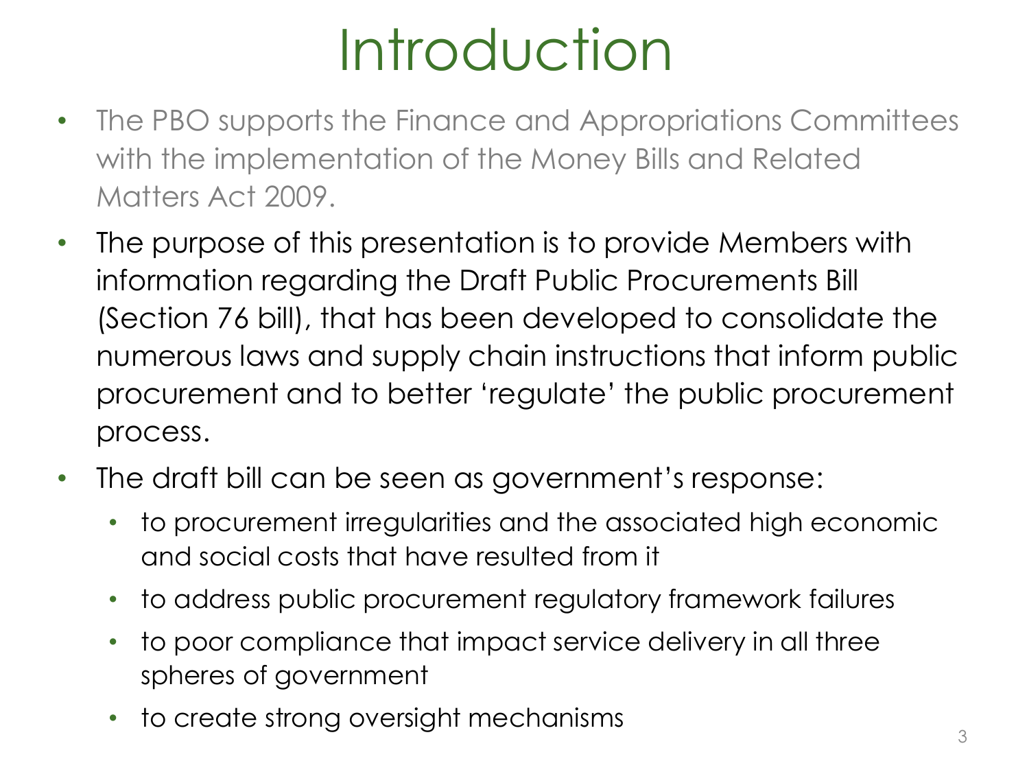# Introduction

- The PBO supports the Finance and Appropriations Committees with the implementation of the Money Bills and Related Matters Act 2009.
- The purpose of this presentation is to provide Members with information regarding the Draft Public Procurements Bill (Section 76 bill), that has been developed to consolidate the numerous laws and supply chain instructions that inform public procurement and to better 'regulate' the public procurement process.
- The draft bill can be seen as government's response:
  - to procurement irregularities and the associated high economic and social costs that have resulted from it
  - to address public procurement regulatory framework failures
  - to poor compliance that impact service delivery in all three spheres of government
  - to create strong oversight mechanisms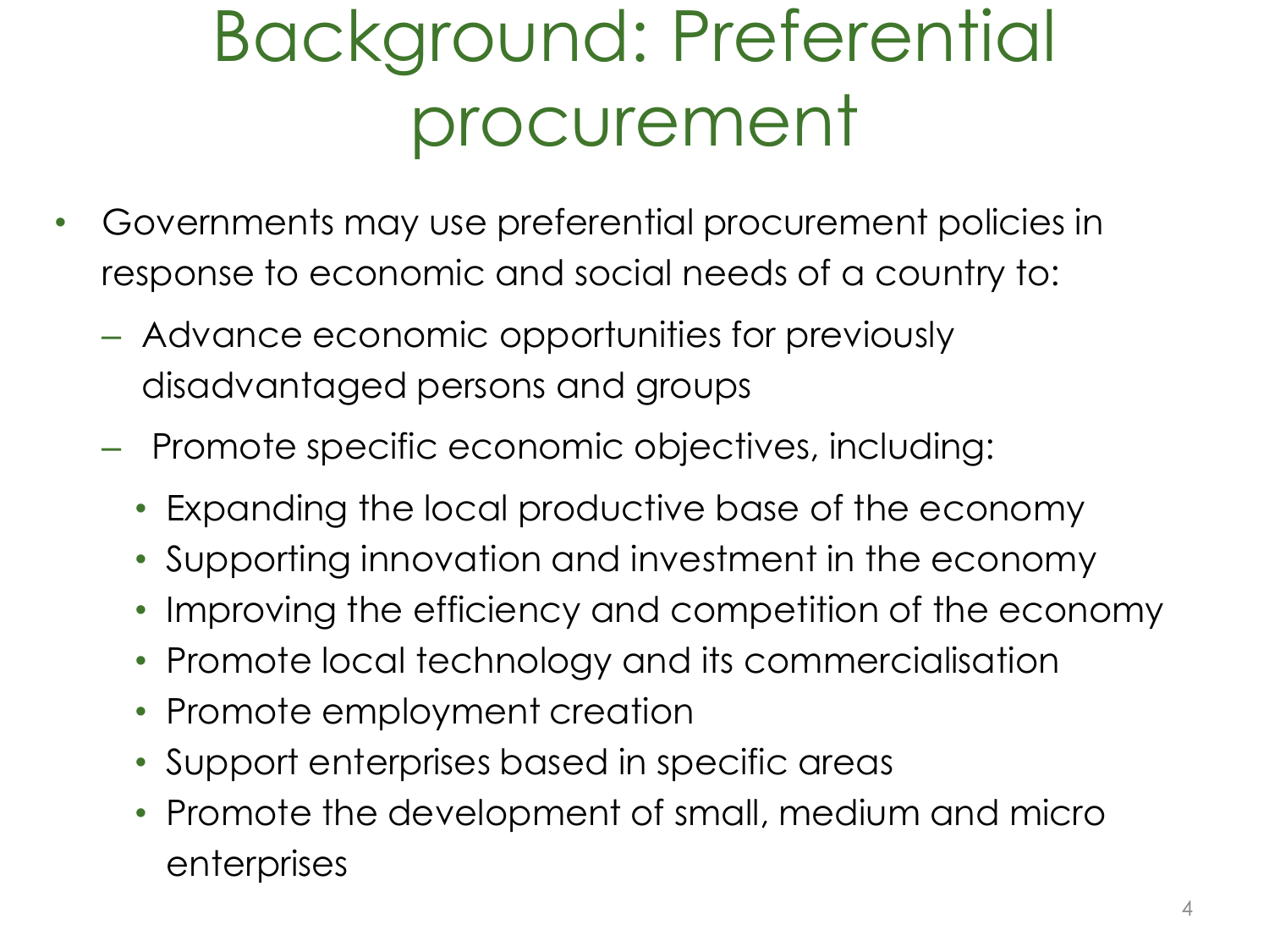# Background: Preferential procurement

- Governments may use preferential procurement policies in response to economic and social needs of a country to:
  - Advance economic opportunities for previously disadvantaged persons and groups
  - Promote specific economic objectives, including:
    - Expanding the local productive base of the economy
    - Supporting innovation and investment in the economy
    - Improving the efficiency and competition of the economy
    - Promote local technology and its commercialisation
    - Promote employment creation
    - Support enterprises based in specific areas
    - Promote the development of small, medium and micro enterprises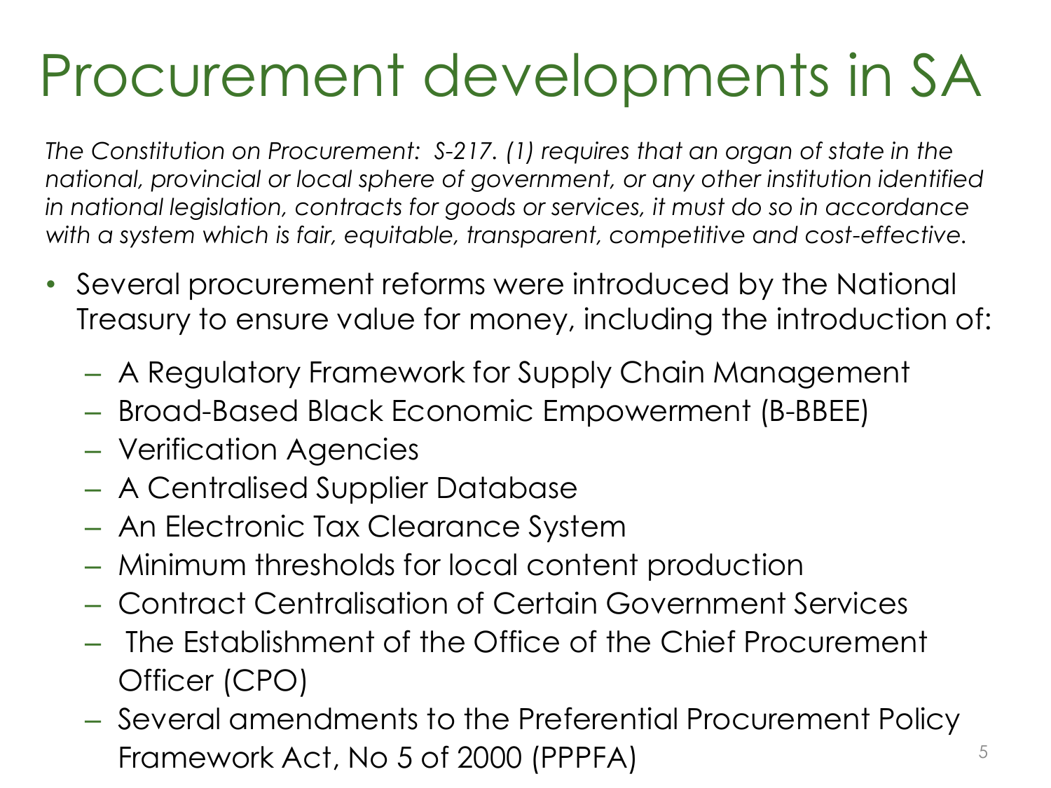# Procurement developments in SA

*The Constitution on Procurement: S-217. (1) requires that an organ of state in the national, provincial or local sphere of government, or any other institution identified in national legislation, contracts for goods or services, it must do so in accordance with a system which is fair, equitable, transparent, competitive and cost-effective.*

- Several procurement reforms were introduced by the National Treasury to ensure value for money, including the introduction of:
  - A Regulatory Framework for Supply Chain Management
  - Broad-Based Black Economic Empowerment (B-BBEE)
  - Verification Agencies
  - A Centralised Supplier Database
  - An Electronic Tax Clearance System
  - Minimum thresholds for local content production
  - Contract Centralisation of Certain Government Services
  - The Establishment of the Office of the Chief Procurement Officer (CPO)
  - Several amendments to the Preferential Procurement Policy Framework Act, No 5 of 2000 (PPPFA)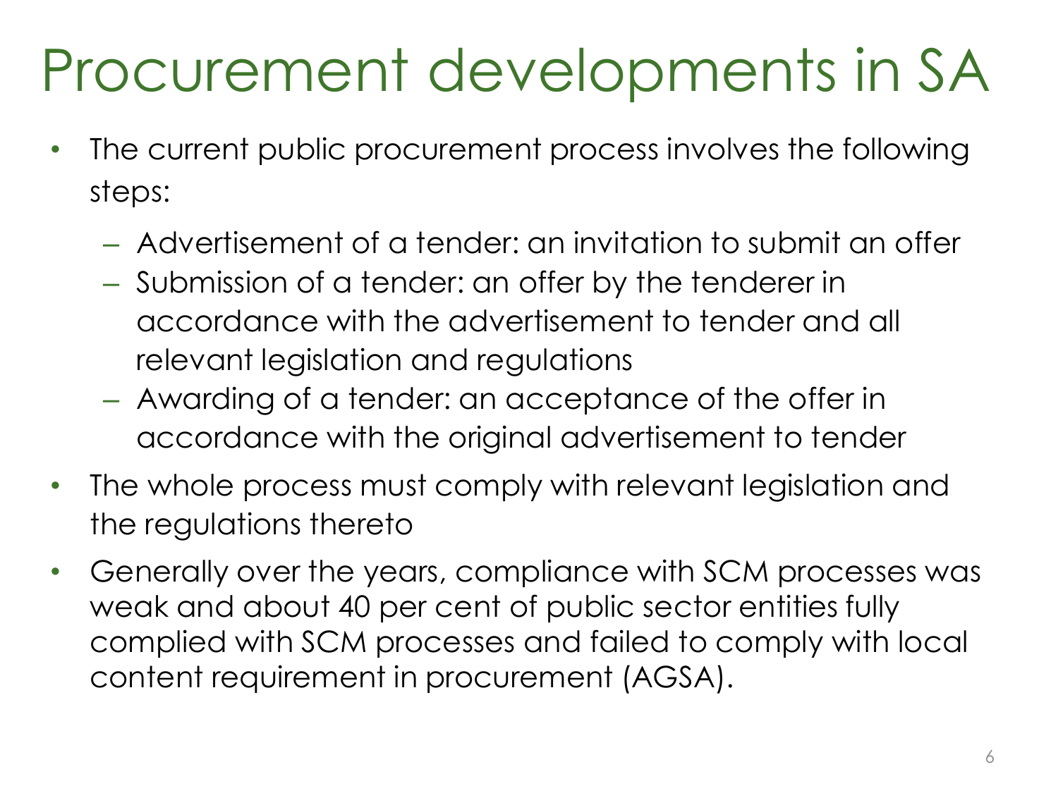# Procurement developments in SA

- The current public procurement process involves the following steps:
  - Advertisement of a tender: an invitation to submit an offer
  - Submission of a tender: an offer by the tenderer in accordance with the advertisement to tender and all relevant legislation and regulations
  - Awarding of a tender: an acceptance of the offer in accordance with the original advertisement to tender
- The whole process must comply with relevant legislation and the regulations thereto
- Generally over the years, compliance with SCM processes was weak and about 40 per cent of public sector entities fully complied with SCM processes and failed to comply with local content requirement in procurement (AGSA).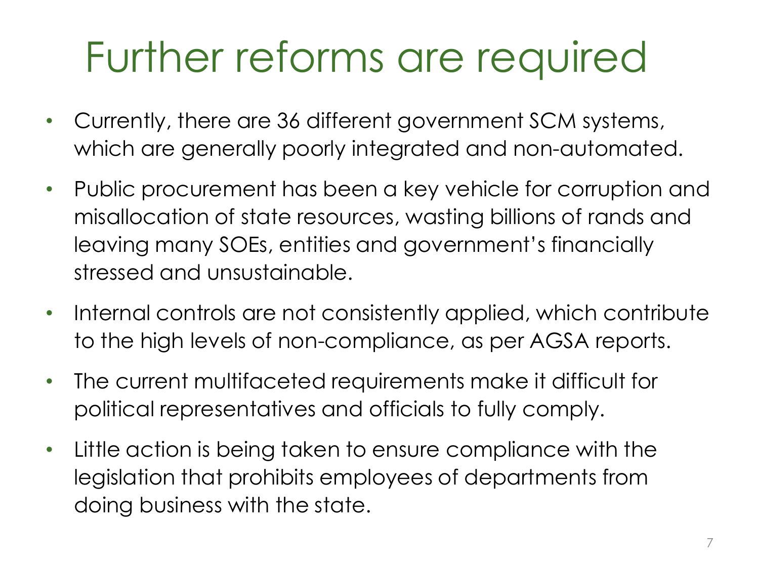# Further reforms are required

- Currently, there are 36 different government SCM systems, which are generally poorly integrated and non-automated.
- Public procurement has been a key vehicle for corruption and misallocation of state resources, wasting billions of rands and leaving many SOEs, entities and government's financially stressed and unsustainable.
- Internal controls are not consistently applied, which contribute to the high levels of non-compliance, as per AGSA reports.
- The current multifaceted requirements make it difficult for political representatives and officials to fully comply.
- Little action is being taken to ensure compliance with the legislation that prohibits employees of departments from doing business with the state.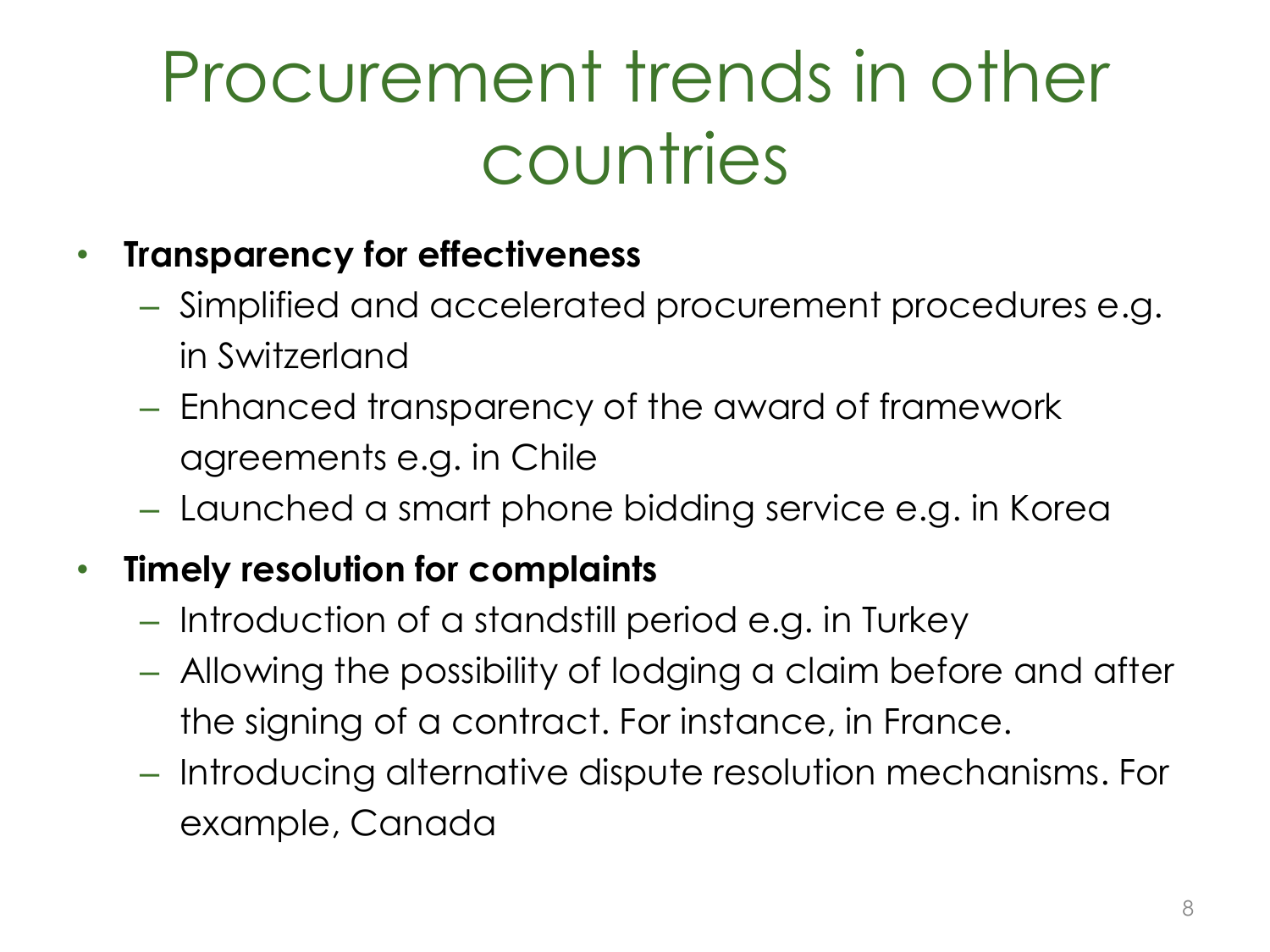# Procurement trends in other countries

- **Transparency for effectiveness**
  - Simplified and accelerated procurement procedures e.g. in Switzerland
  - Enhanced transparency of the award of framework agreements e.g. in Chile
  - Launched a smart phone bidding service e.g. in Korea
- **Timely resolution for complaints**
  - Introduction of a standstill period e.g. in Turkey
  - Allowing the possibility of lodging a claim before and after the signing of a contract. For instance, in France.
  - Introducing alternative dispute resolution mechanisms. For example, Canada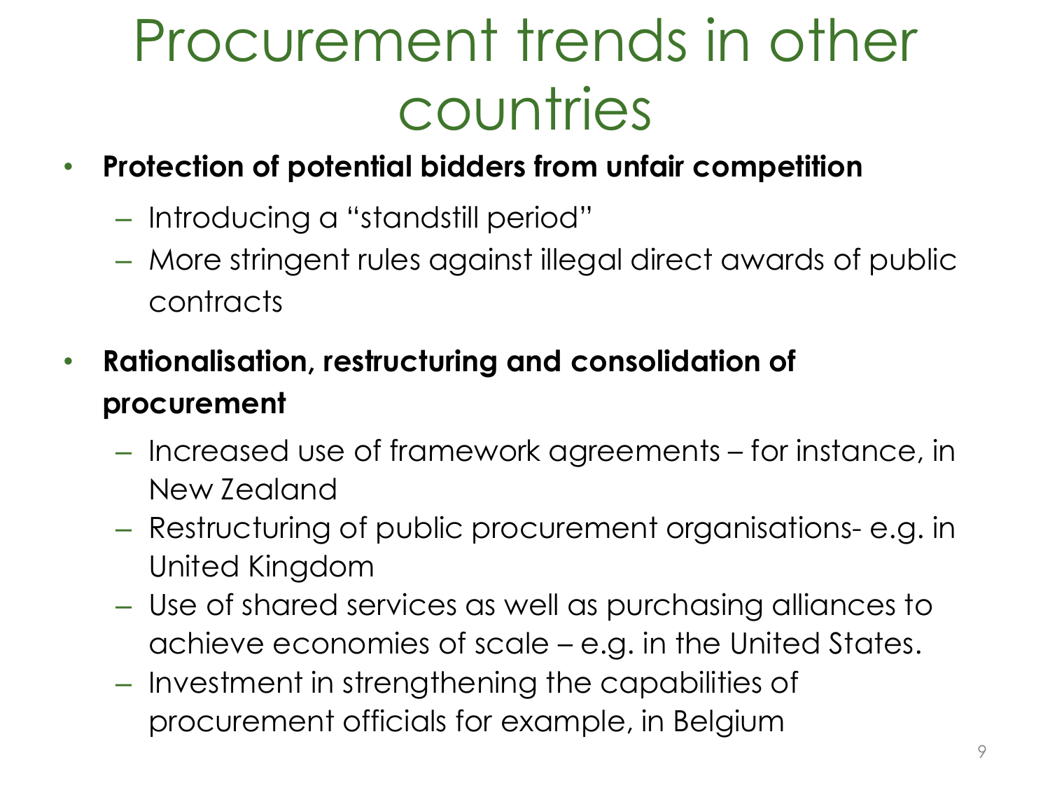# Procurement trends in other countries

- **Protection of potential bidders from unfair competition**
  - Introducing a "standstill period"
  - More stringent rules against illegal direct awards of public contracts

- **Rationalisation, restructuring and consolidation of procurement**
  - Increased use of framework agreements – for instance, in New Zealand
  - Restructuring of public procurement organisations- e.g. in United Kingdom
  - Use of shared services as well as purchasing alliances to achieve economies of scale – e.g. in the United States.
  - Investment in strengthening the capabilities of procurement officials for example, in Belgium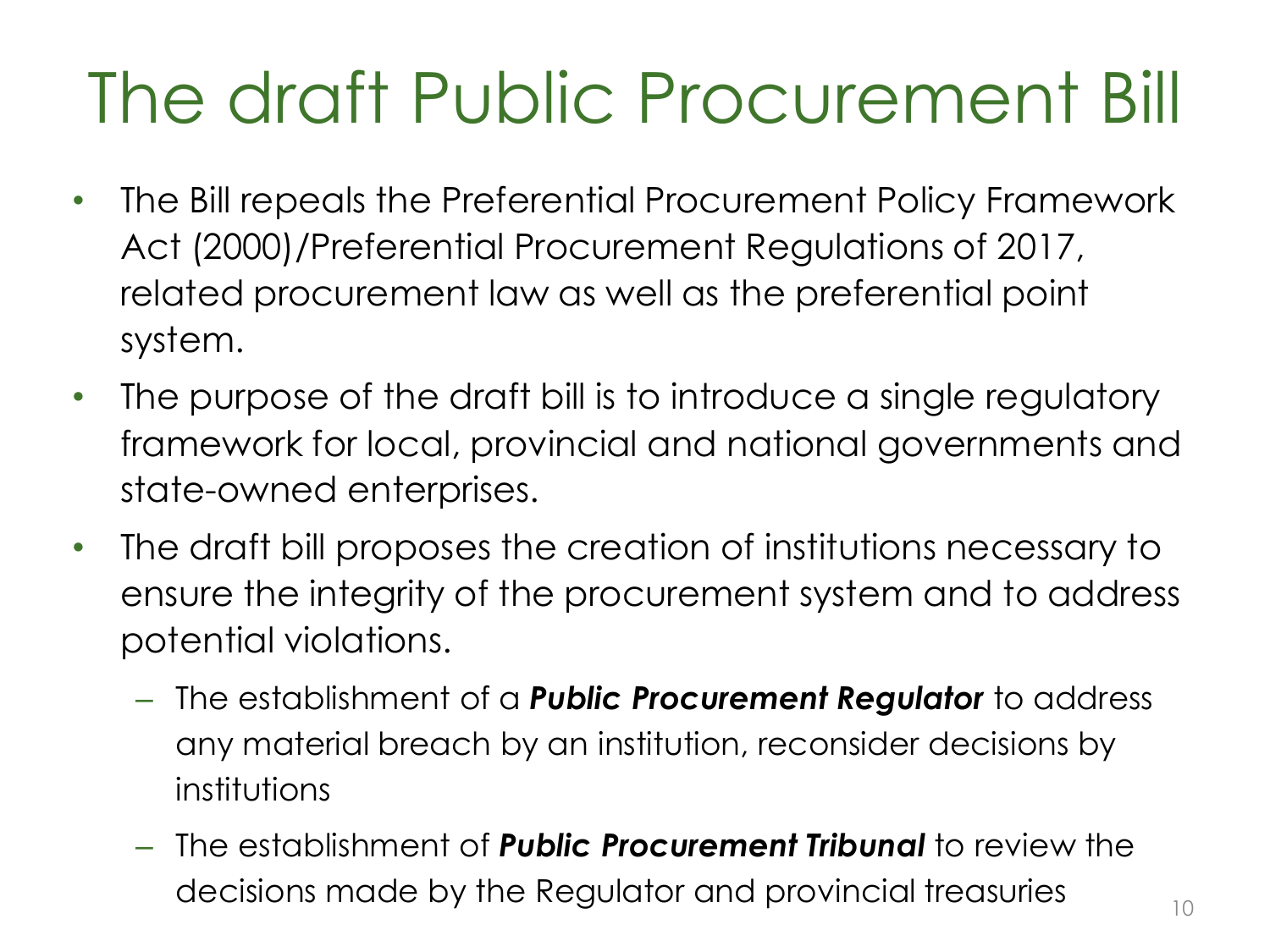# The draft Public Procurement Bill

- The Bill repeals the Preferential Procurement Policy Framework Act (2000)/Preferential Procurement Regulations of 2017, related procurement law as well as the preferential point system.
- The purpose of the draft bill is to introduce a single regulatory framework for local, provincial and national governments and state-owned enterprises.
- The draft bill proposes the creation of institutions necessary to ensure the integrity of the procurement system and to address potential violations.
  - The establishment of a ***Public Procurement Regulator*** to address any material breach by an institution, reconsider decisions by institutions
  - The establishment of ***Public Procurement Tribunal*** to review the decisions made by the Regulator and provincial treasuries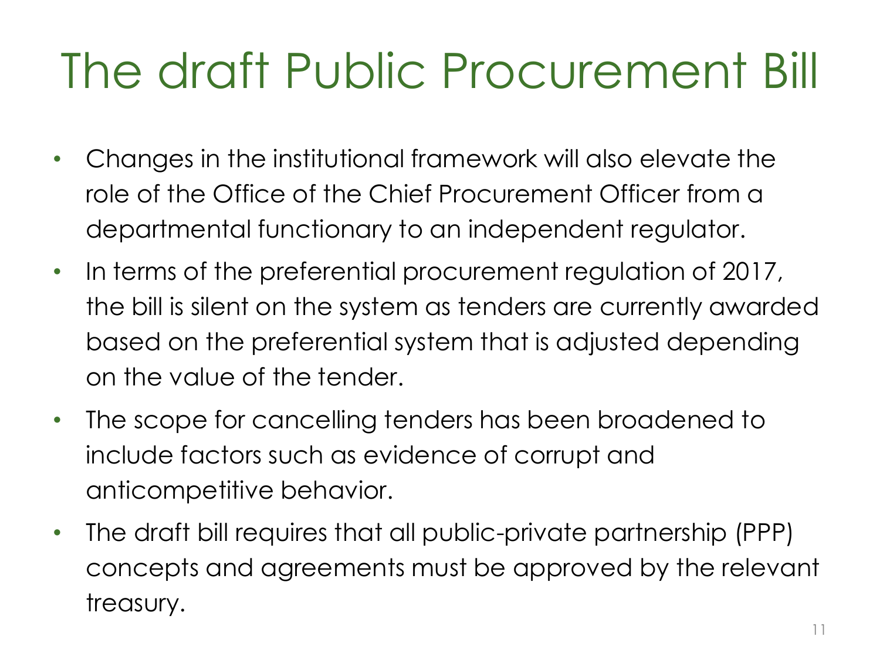# The draft Public Procurement Bill

- Changes in the institutional framework will also elevate the role of the Office of the Chief Procurement Officer from a departmental functionary to an independent regulator.
- In terms of the preferential procurement regulation of 2017, the bill is silent on the system as tenders are currently awarded based on the preferential system that is adjusted depending on the value of the tender.
- The scope for cancelling tenders has been broadened to include factors such as evidence of corrupt and anticompetitive behavior.
- The draft bill requires that all public-private partnership (PPP) concepts and agreements must be approved by the relevant treasury.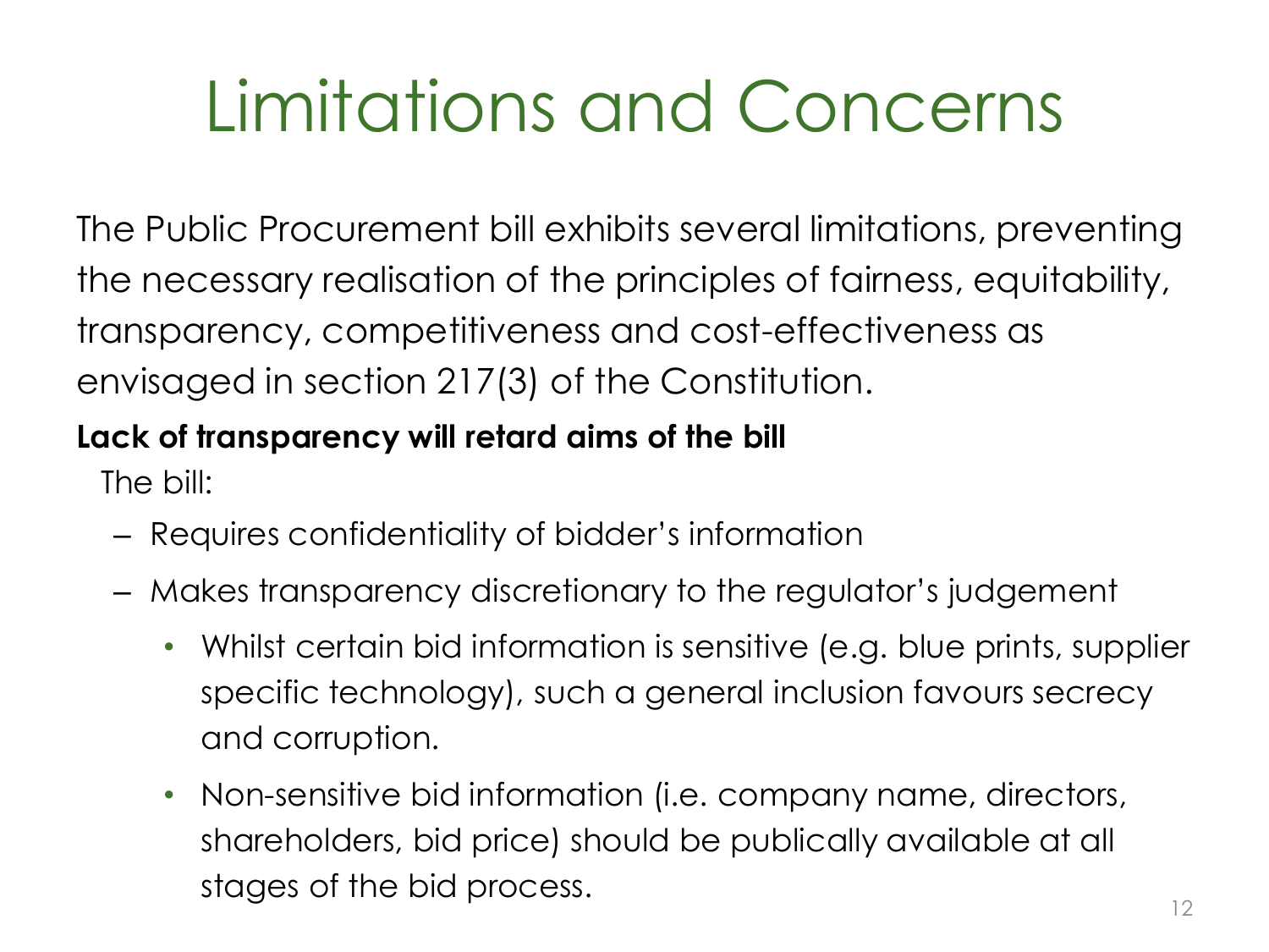# Limitations and Concerns

The Public Procurement bill exhibits several limitations, preventing the necessary realisation of the principles of fairness, equitability, transparency, competitiveness and cost-effectiveness as envisaged in section 217(3) of the Constitution.

**Lack of transparency will retard aims of the bill**

The bill:

- Requires confidentiality of bidder's information
- Makes transparency discretionary to the regulator's judgement
  - Whilst certain bid information is sensitive (e.g. blue prints, supplier specific technology), such a general inclusion favours secrecy and corruption.
  - Non-sensitive bid information (i.e. company name, directors, shareholders, bid price) should be publically available at all stages of the bid process.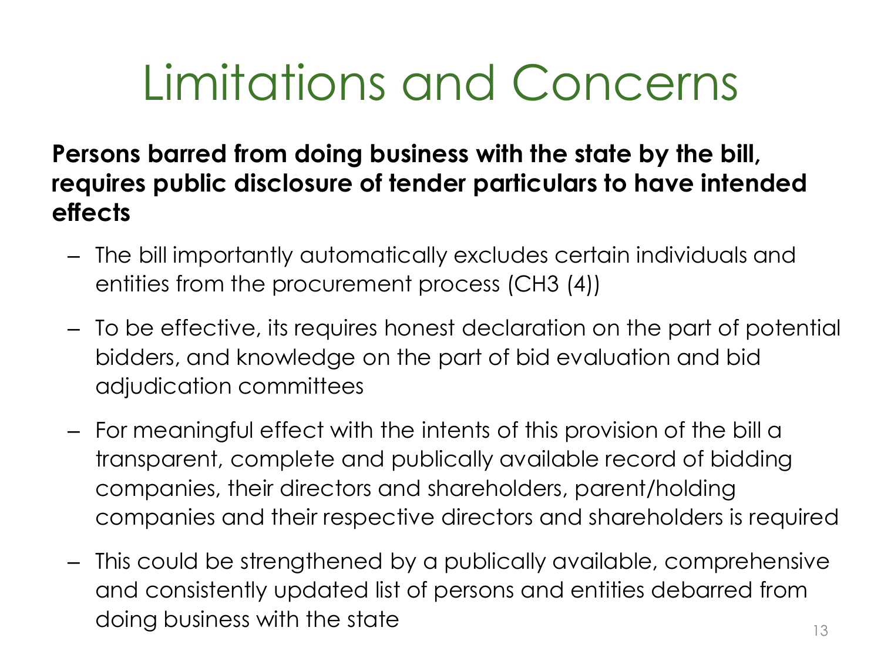# Limitations and Concerns

**Persons barred from doing business with the state by the bill, requires public disclosure of tender particulars to have intended effects**

- The bill importantly automatically excludes certain individuals and entities from the procurement process (CH3 (4))
- To be effective, its requires honest declaration on the part of potential bidders, and knowledge on the part of bid evaluation and bid adjudication committees
- For meaningful effect with the intents of this provision of the bill a transparent, complete and publically available record of bidding companies, their directors and shareholders, parent/holding companies and their respective directors and shareholders is required
- This could be strengthened by a publically available, comprehensive and consistently updated list of persons and entities debarred from doing business with the state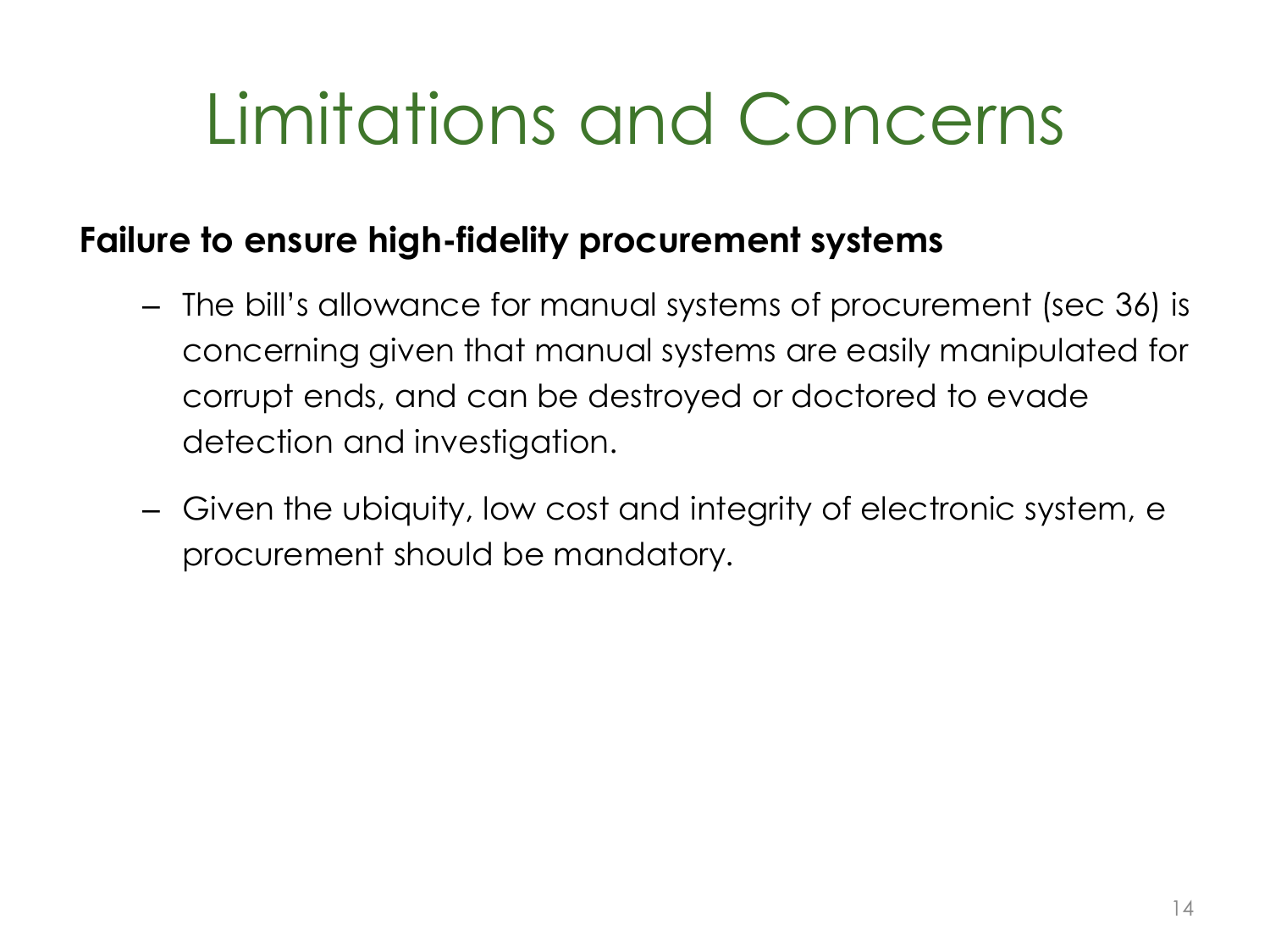# Limitations and Concerns

**Failure to ensure high-fidelity procurement systems**

- The bill's allowance for manual systems of procurement (sec 36) is concerning given that manual systems are easily manipulated for corrupt ends, and can be destroyed or doctored to evade detection and investigation.
- Given the ubiquity, low cost and integrity of electronic system, e procurement should be mandatory.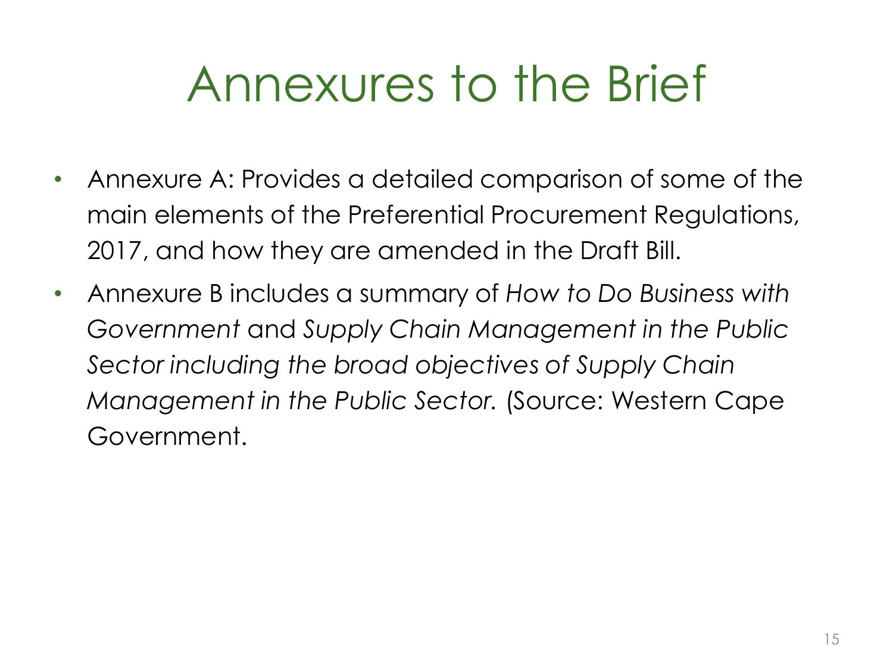# Annexures to the Brief

- Annexure A: Provides a detailed comparison of some of the main elements of the Preferential Procurement Regulations, 2017, and how they are amended in the Draft Bill.
- Annexure B includes a summary of *How to Do Business with Government* and *Supply Chain Management in the Public Sector including the broad objectives of Supply Chain Management in the Public Sector.* (Source: Western Cape Government.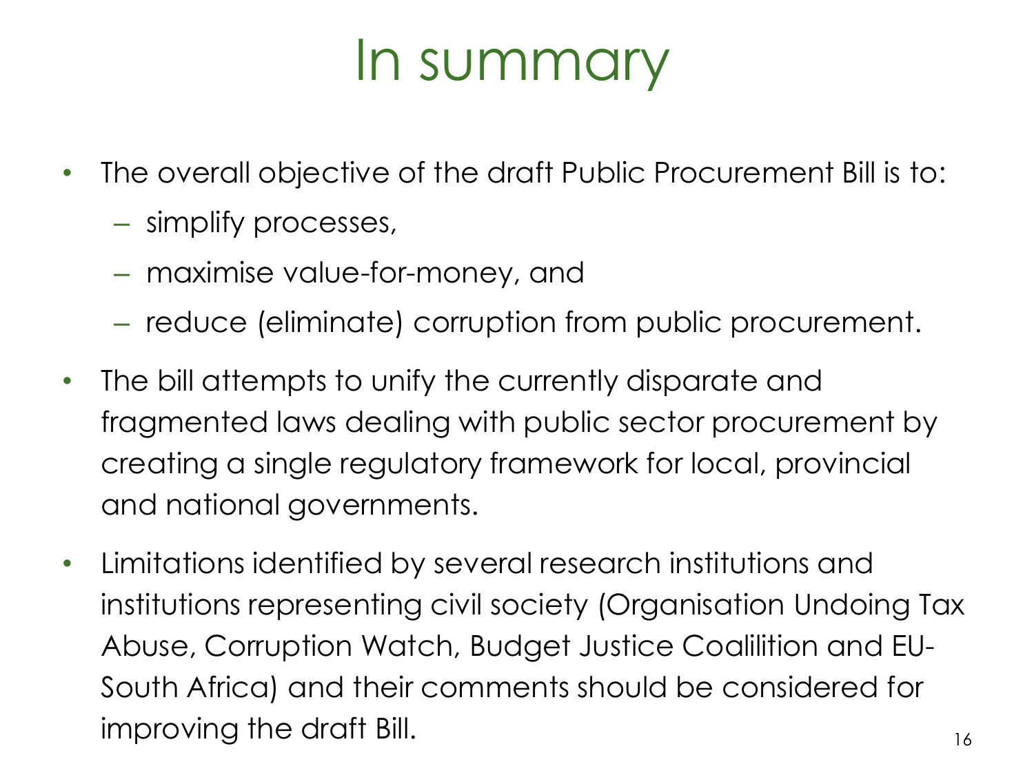# In summary

- The overall objective of the draft Public Procurement Bill is to:
  - simplify processes,
  - maximise value-for-money, and
  - reduce (eliminate) corruption from public procurement.
- The bill attempts to unify the currently disparate and fragmented laws dealing with public sector procurement by creating a single regulatory framework for local, provincial and national governments.
- Limitations identified by several research institutions and institutions representing civil society (Organisation Undoing Tax Abuse, Corruption Watch, Budget Justice Coalilition and EU-South Africa) and their comments should be considered for improving the draft Bill.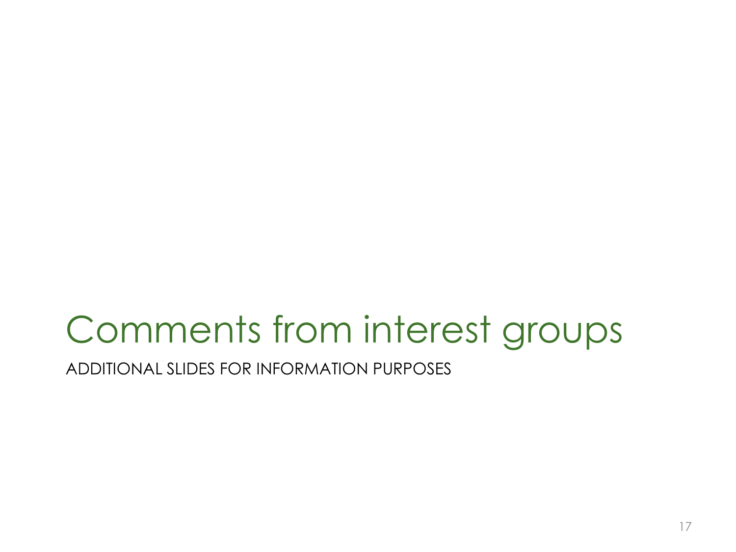# Comments from interest groups

ADDITIONAL SLIDES FOR INFORMATION PURPOSES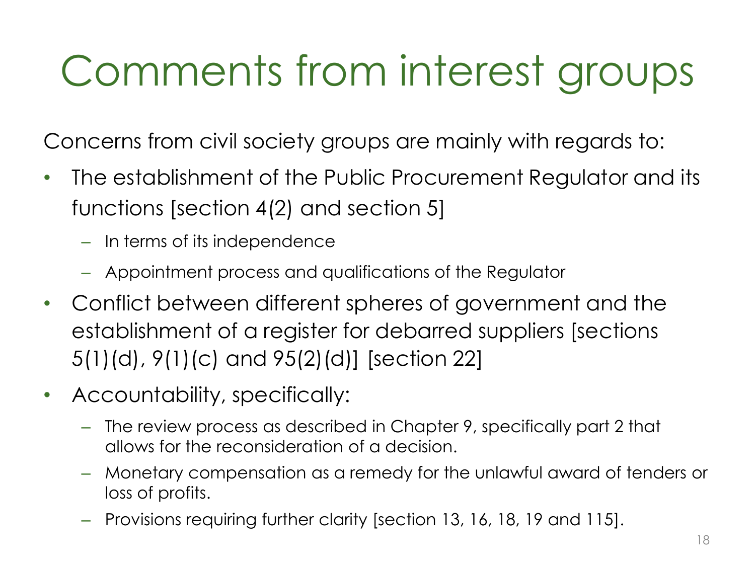# Comments from interest groups

Concerns from civil society groups are mainly with regards to:

- The establishment of the Public Procurement Regulator and its functions [section 4(2) and section 5]
  - In terms of its independence
  - Appointment process and qualifications of the Regulator
- Conflict between different spheres of government and the establishment of a register for debarred suppliers [sections 5(1)(d), 9(1)(c) and 95(2)(d)] [section 22]
- Accountability, specifically:
  - The review process as described in Chapter 9, specifically part 2 that allows for the reconsideration of a decision.
  - Monetary compensation as a remedy for the unlawful award of tenders or loss of profits.
  - Provisions requiring further clarity [section 13, 16, 18, 19 and 115].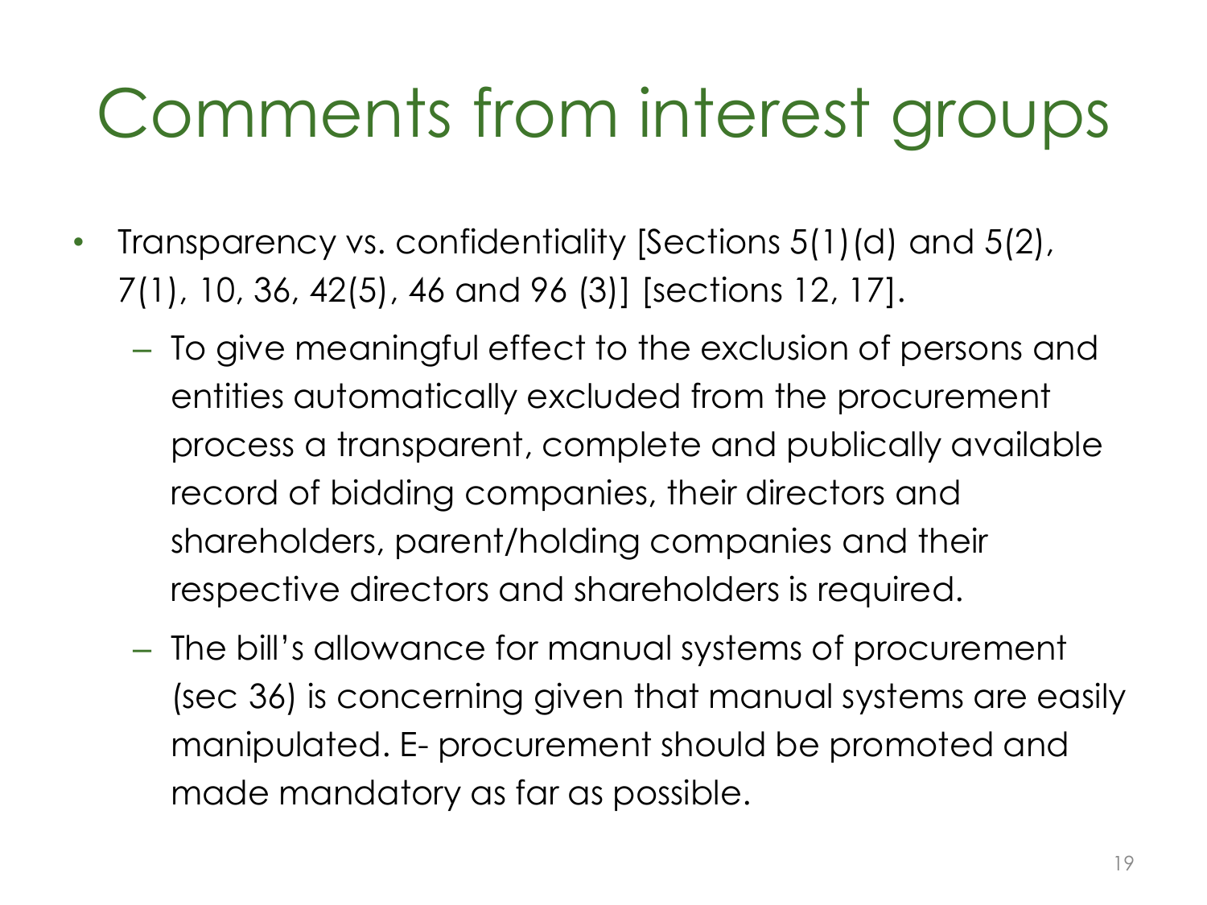# Comments from interest groups

- Transparency vs. confidentiality [Sections 5(1)(d) and 5(2), 7(1), 10, 36, 42(5), 46 and 96 (3)] [sections 12, 17].
  - To give meaningful effect to the exclusion of persons and entities automatically excluded from the procurement process a transparent, complete and publically available record of bidding companies, their directors and shareholders, parent/holding companies and their respective directors and shareholders is required.
  - The bill's allowance for manual systems of procurement (sec 36) is concerning given that manual systems are easily manipulated. E- procurement should be promoted and made mandatory as far as possible.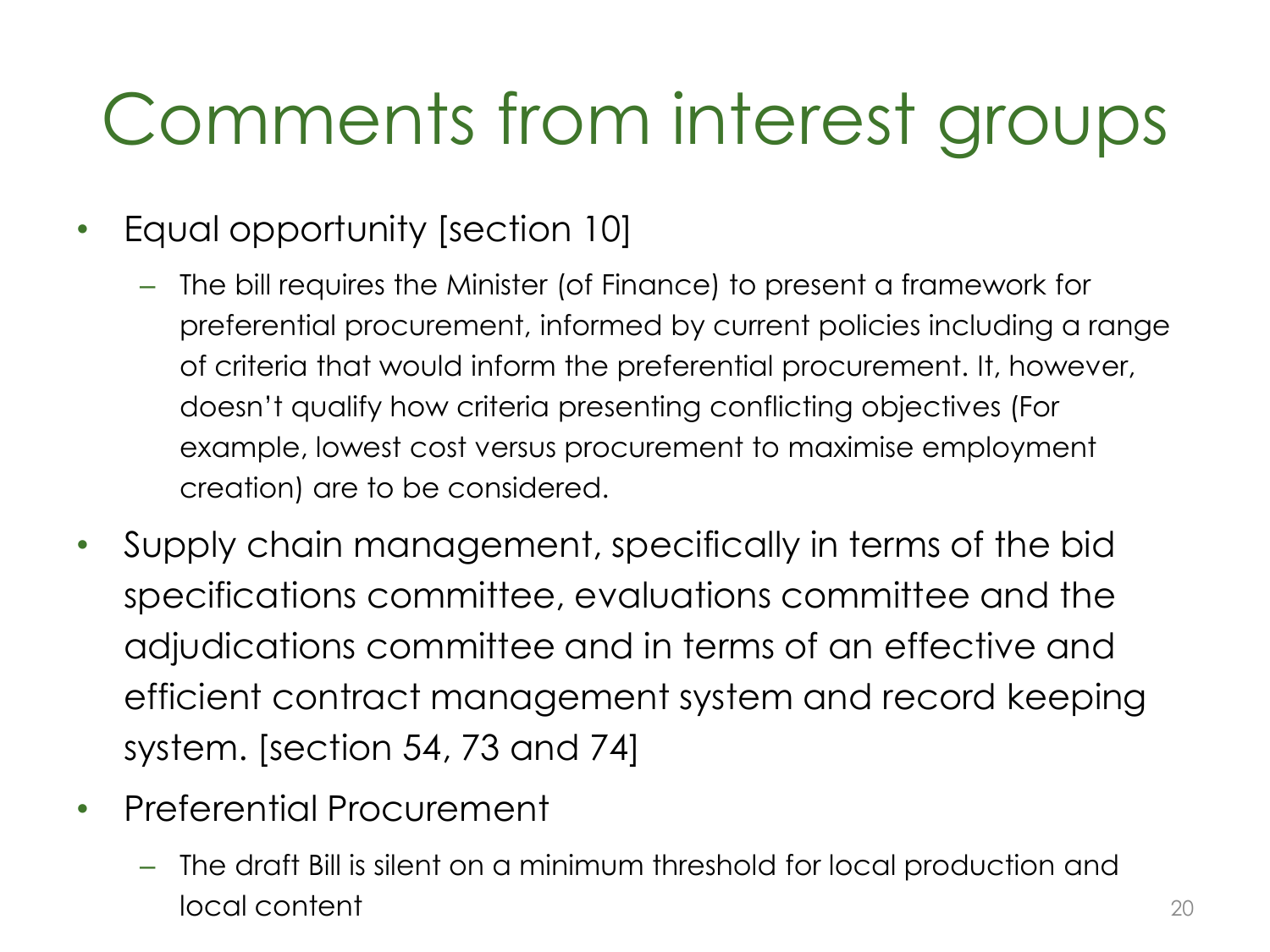# Comments from interest groups

- Equal opportunity [section 10]
  - The bill requires the Minister (of Finance) to present a framework for preferential procurement, informed by current policies including a range of criteria that would inform the preferential procurement. It, however, doesn't qualify how criteria presenting conflicting objectives (For example, lowest cost versus procurement to maximise employment creation) are to be considered.
- Supply chain management, specifically in terms of the bid specifications committee, evaluations committee and the adjudications committee and in terms of an effective and efficient contract management system and record keeping system. [section 54, 73 and 74]
- Preferential Procurement
  - The draft Bill is silent on a minimum threshold for local production and local content